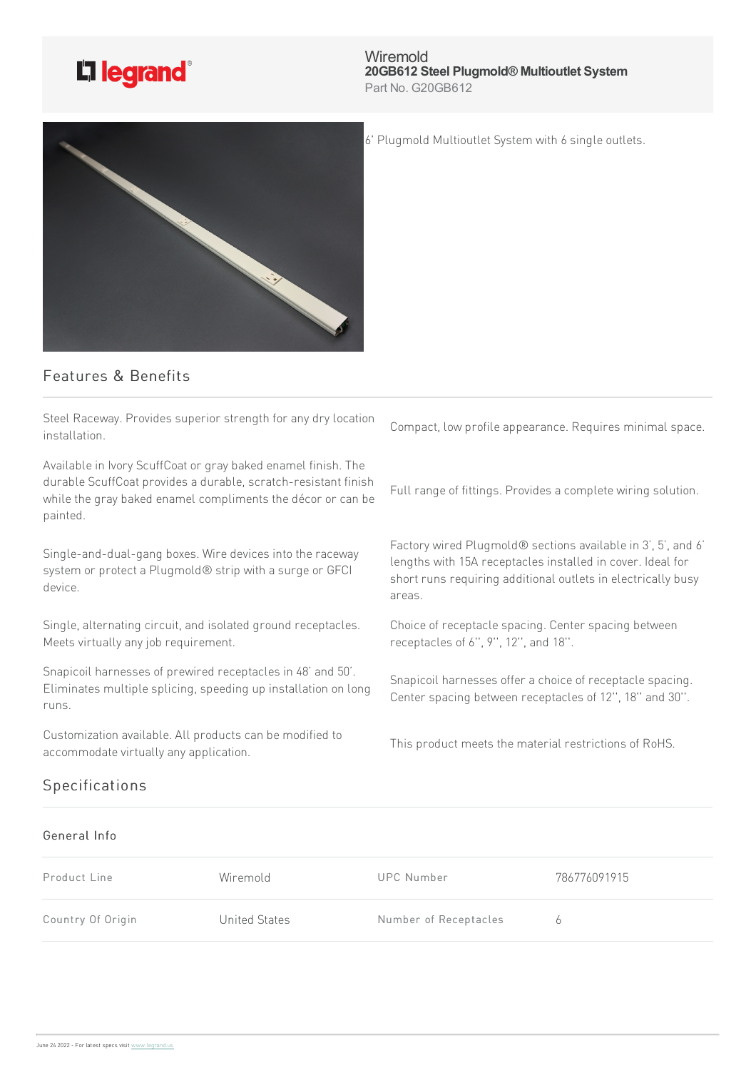Wiremold
**20GB612 Steel Plugmold® Multioutlet System**
Part No. G20GB612

6' Plugmold Multioutlet System with 6 single outlets.

## Features & Benefits

Steel Raceway. Provides superior strength for any dry location installation.

Compact, low profile appearance. Requires minimal space.

Available in Ivory ScuffCoat or gray baked enamel finish. The durable ScuffCoat provides a durable, scratch-resistant finish while the gray baked enamel compliments the décor or can be painted.

Full range of fittings. Provides a complete wiring solution.

Single-and-dual-gang boxes. Wire devices into the raceway system or protect a Plugmold® strip with a surge or GFCI device.

Factory wired Plugmold® sections available in 3', 5', and 6' lengths with 15A receptacles installed in cover. Ideal for short runs requiring additional outlets in electrically busy areas.

Single, alternating circuit, and isolated ground receptacles. Meets virtually any job requirement.

Choice of receptacle spacing. Center spacing between receptacles of 6'', 9'', 12'', and 18''.

Snapicoil harnesses of prewired receptacles in 48' and 50'. Eliminates multiple splicing, speeding up installation on long runs.

Snapicoil harnesses offer a choice of receptacle spacing. Center spacing between receptacles of 12'', 18'' and 30''.

Customization available. All products can be modified to accommodate virtually any application.

This product meets the material restrictions of RoHS.

## Specifications

### General Info

| | | | |
|---|---|---|---|
| Product Line | Wiremold | UPC Number | 786776091915 |
| Country Of Origin | United States | Number of Receptacles | 6 |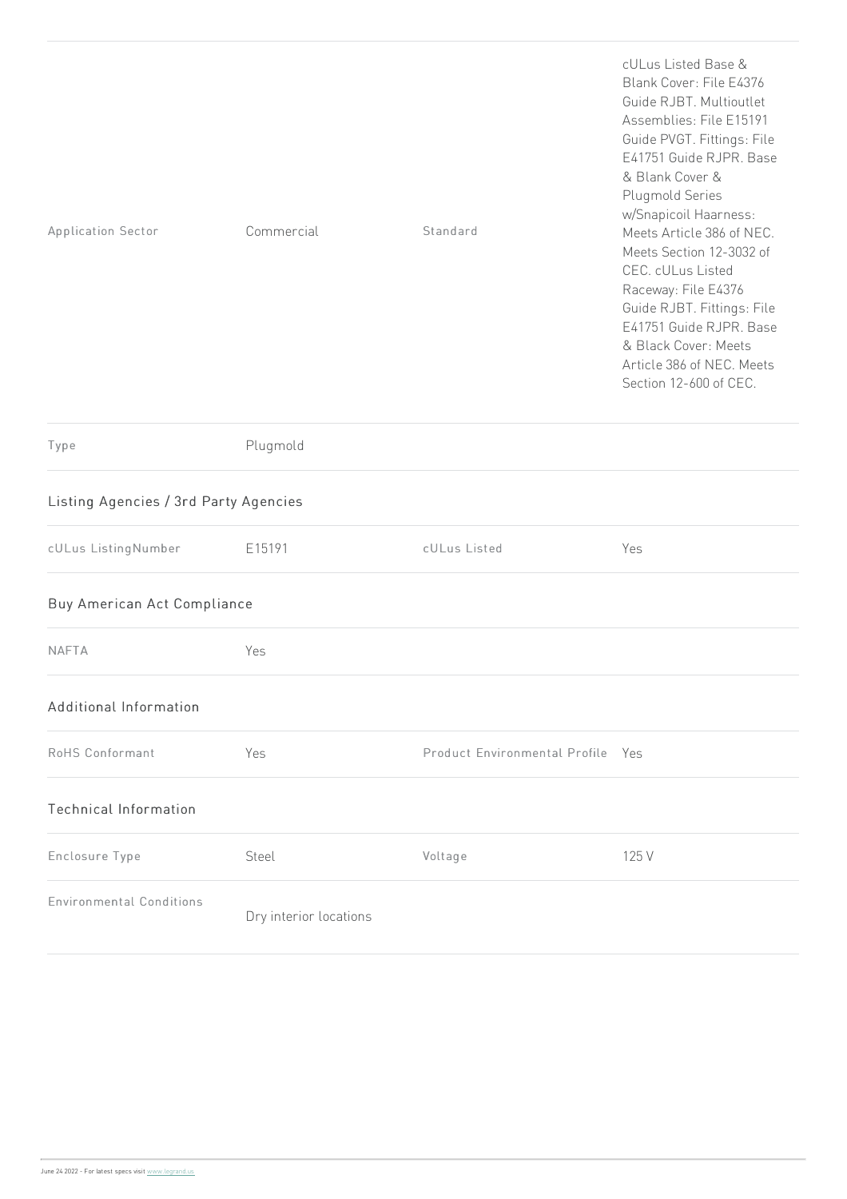| | | | |
|---|---|---|---|
| Application Sector | Commercial | Standard | cULus Listed Base & Blank Cover: File E4376 Guide RJBT. Multioutlet Assemblies: File E15191 Guide PVGT. Fittings: File E41751 Guide RJPR. Base & Blank Cover & Plugmold Series w/Snapicoil Haarness: Meets Article 386 of NEC. Meets Section 12-3032 of CEC. cULus Listed Raceway: File E4376 Guide RJBT. Fittings: File E41751 Guide RJPR. Base & Black Cover: Meets Article 386 of NEC. Meets Section 12-600 of CEC. |
| Type | Plugmold | | |

## Listing Agencies / 3rd Party Agencies

| | | | |
|---|---|---|---|
| cULus ListingNumber | E15191 | cULus Listed | Yes |

## Buy American Act Compliance

| | |
|---|---|
| NAFTA | Yes |

## Additional Information

| | | | |
|---|---|---|---|
| RoHS Conformant | Yes | Product Environmental Profile | Yes |

## Technical Information

| | | | |
|---|---|---|---|
| Enclosure Type | Steel | Voltage | 125 V |
| Environmental Conditions | Dry interior locations | | |

June 24 2022 - For latest specs visit www.legrand.us